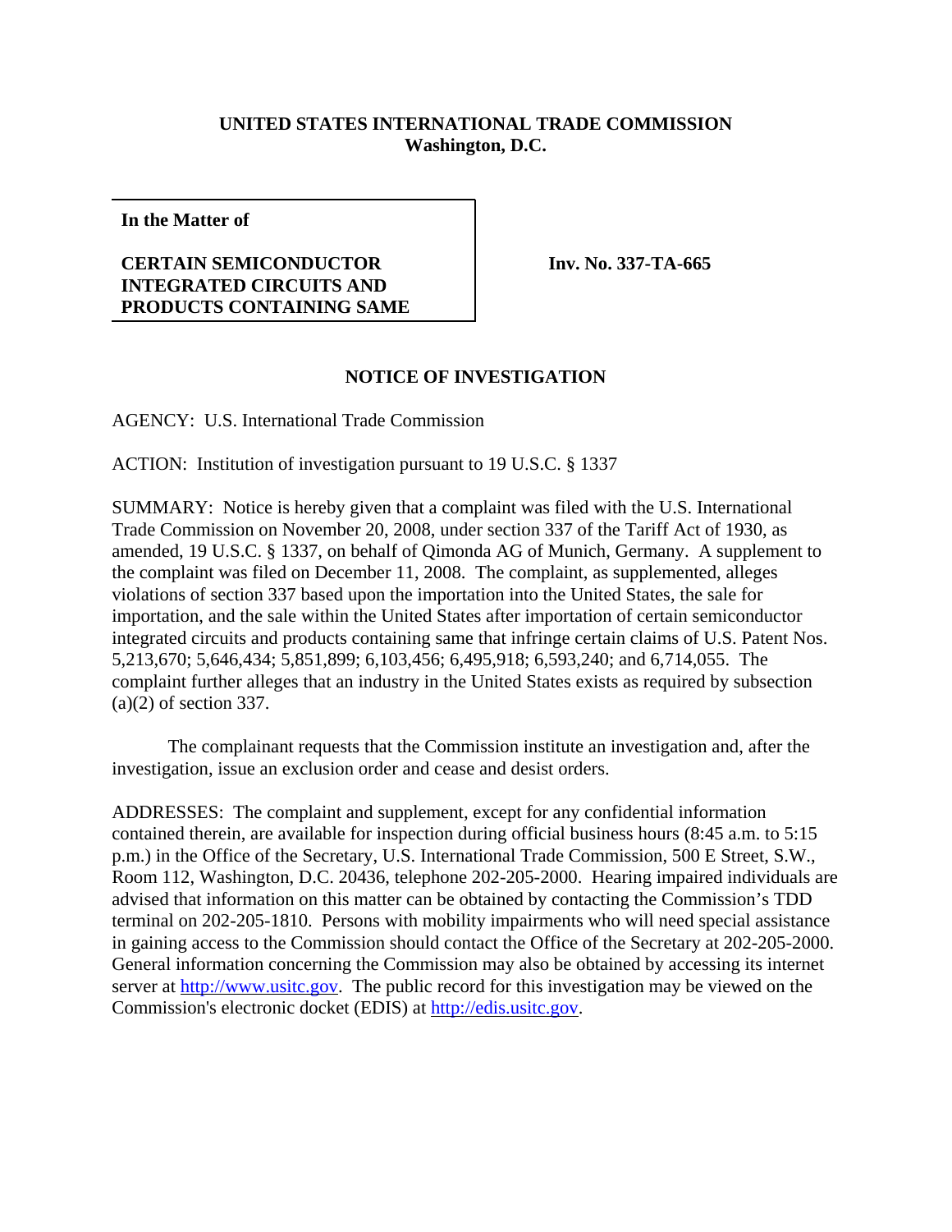**UNITED STATES INTERNATIONAL TRADE COMMISSION**
**Washington, D.C.**

| **In the Matter of** **CERTAIN SEMICONDUCTOR INTEGRATED CIRCUITS AND PRODUCTS CONTAINING SAME** | **Inv. No. 337-TA-665** |
|---|---|

## NOTICE OF INVESTIGATION

AGENCY: U.S. International Trade Commission

ACTION: Institution of investigation pursuant to 19 U.S.C. § 1337

SUMMARY: Notice is hereby given that a complaint was filed with the U.S. International Trade Commission on November 20, 2008, under section 337 of the Tariff Act of 1930, as amended, 19 U.S.C. § 1337, on behalf of Qimonda AG of Munich, Germany. A supplement to the complaint was filed on December 11, 2008. The complaint, as supplemented, alleges violations of section 337 based upon the importation into the United States, the sale for importation, and the sale within the United States after importation of certain semiconductor integrated circuits and products containing same that infringe certain claims of U.S. Patent Nos. 5,213,670; 5,646,434; 5,851,899; 6,103,456; 6,495,918; 6,593,240; and 6,714,055. The complaint further alleges that an industry in the United States exists as required by subsection (a)(2) of section 337.

The complainant requests that the Commission institute an investigation and, after the investigation, issue an exclusion order and cease and desist orders.

ADDRESSES: The complaint and supplement, except for any confidential information contained therein, are available for inspection during official business hours (8:45 a.m. to 5:15 p.m.) in the Office of the Secretary, U.S. International Trade Commission, 500 E Street, S.W., Room 112, Washington, D.C. 20436, telephone 202-205-2000. Hearing impaired individuals are advised that information on this matter can be obtained by contacting the Commission's TDD terminal on 202-205-1810. Persons with mobility impairments who will need special assistance in gaining access to the Commission should contact the Office of the Secretary at 202-205-2000. General information concerning the Commission may also be obtained by accessing its internet server at http://www.usitc.gov. The public record for this investigation may be viewed on the Commission's electronic docket (EDIS) at http://edis.usitc.gov.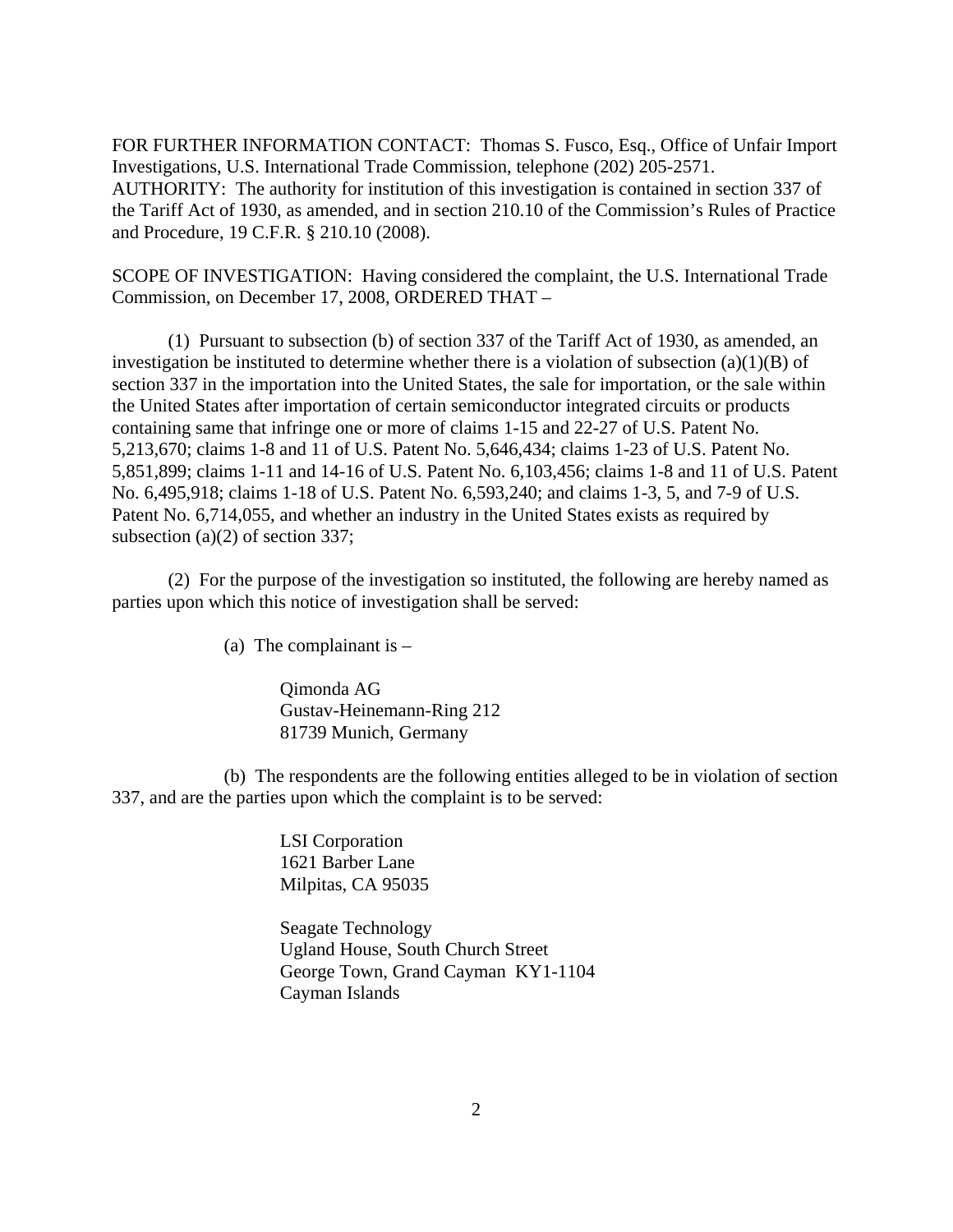FOR FURTHER INFORMATION CONTACT: Thomas S. Fusco, Esq., Office of Unfair Import Investigations, U.S. International Trade Commission, telephone (202) 205-2571.
AUTHORITY: The authority for institution of this investigation is contained in section 337 of the Tariff Act of 1930, as amended, and in section 210.10 of the Commission's Rules of Practice and Procedure, 19 C.F.R. § 210.10 (2008).

SCOPE OF INVESTIGATION: Having considered the complaint, the U.S. International Trade Commission, on December 17, 2008, ORDERED THAT –

(1) Pursuant to subsection (b) of section 337 of the Tariff Act of 1930, as amended, an investigation be instituted to determine whether there is a violation of subsection (a)(1)(B) of section 337 in the importation into the United States, the sale for importation, or the sale within the United States after importation of certain semiconductor integrated circuits or products containing same that infringe one or more of claims 1-15 and 22-27 of U.S. Patent No. 5,213,670; claims 1-8 and 11 of U.S. Patent No. 5,646,434; claims 1-23 of U.S. Patent No. 5,851,899; claims 1-11 and 14-16 of U.S. Patent No. 6,103,456; claims 1-8 and 11 of U.S. Patent No. 6,495,918; claims 1-18 of U.S. Patent No. 6,593,240; and claims 1-3, 5, and 7-9 of U.S. Patent No. 6,714,055, and whether an industry in the United States exists as required by subsection (a)(2) of section 337;

(2) For the purpose of the investigation so instituted, the following are hereby named as parties upon which this notice of investigation shall be served:

(a) The complainant is –

Qimonda AG
Gustav-Heinemann-Ring 212
81739 Munich, Germany

(b) The respondents are the following entities alleged to be in violation of section 337, and are the parties upon which the complaint is to be served:

LSI Corporation
1621 Barber Lane
Milpitas, CA 95035

Seagate Technology
Ugland House, South Church Street
George Town, Grand Cayman KY1-1104
Cayman Islands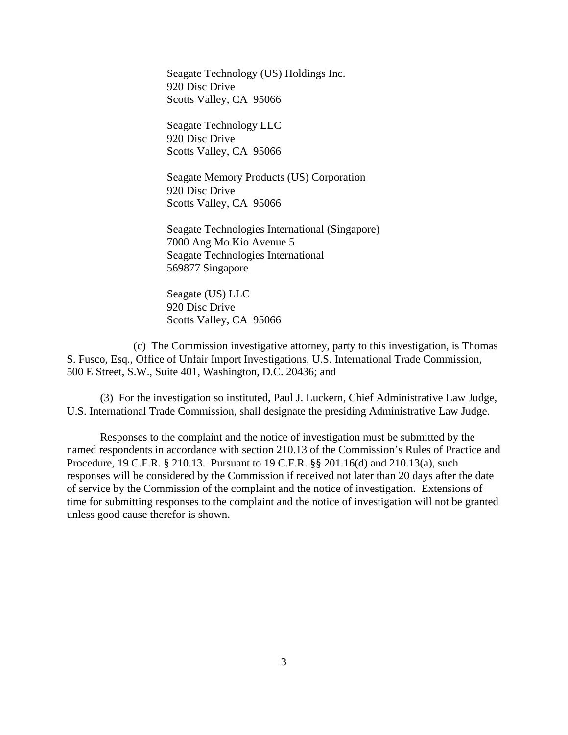Seagate Technology (US) Holdings Inc.
920 Disc Drive
Scotts Valley, CA  95066

Seagate Technology LLC
920 Disc Drive
Scotts Valley, CA  95066

Seagate Memory Products (US) Corporation
920 Disc Drive
Scotts Valley, CA  95066

Seagate Technologies International (Singapore)
7000 Ang Mo Kio Avenue 5
Seagate Technologies International
569877 Singapore

Seagate (US) LLC
920 Disc Drive
Scotts Valley, CA  95066

(c)  The Commission investigative attorney, party to this investigation, is Thomas S. Fusco, Esq., Office of Unfair Import Investigations, U.S. International Trade Commission, 500 E Street, S.W., Suite 401, Washington, D.C. 20436; and

(3)  For the investigation so instituted, Paul J. Luckern, Chief Administrative Law Judge, U.S. International Trade Commission, shall designate the presiding Administrative Law Judge.

Responses to the complaint and the notice of investigation must be submitted by the named respondents in accordance with section 210.13 of the Commission's Rules of Practice and Procedure, 19 C.F.R. § 210.13.  Pursuant to 19 C.F.R. §§ 201.16(d) and 210.13(a), such responses will be considered by the Commission if received not later than 20 days after the date of service by the Commission of the complaint and the notice of investigation.  Extensions of time for submitting responses to the complaint and the notice of investigation will not be granted unless good cause therefor is shown.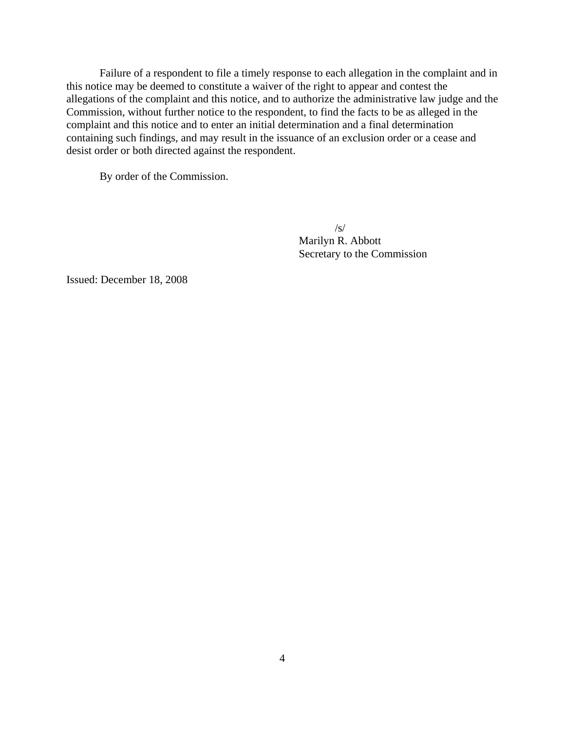Failure of a respondent to file a timely response to each allegation in the complaint and in this notice may be deemed to constitute a waiver of the right to appear and contest the allegations of the complaint and this notice, and to authorize the administrative law judge and the Commission, without further notice to the respondent, to find the facts to be as alleged in the complaint and this notice and to enter an initial determination and a final determination containing such findings, and may result in the issuance of an exclusion order or a cease and desist order or both directed against the respondent.

By order of the Commission.

/s/
Marilyn R. Abbott
Secretary to the Commission

Issued: December 18, 2008